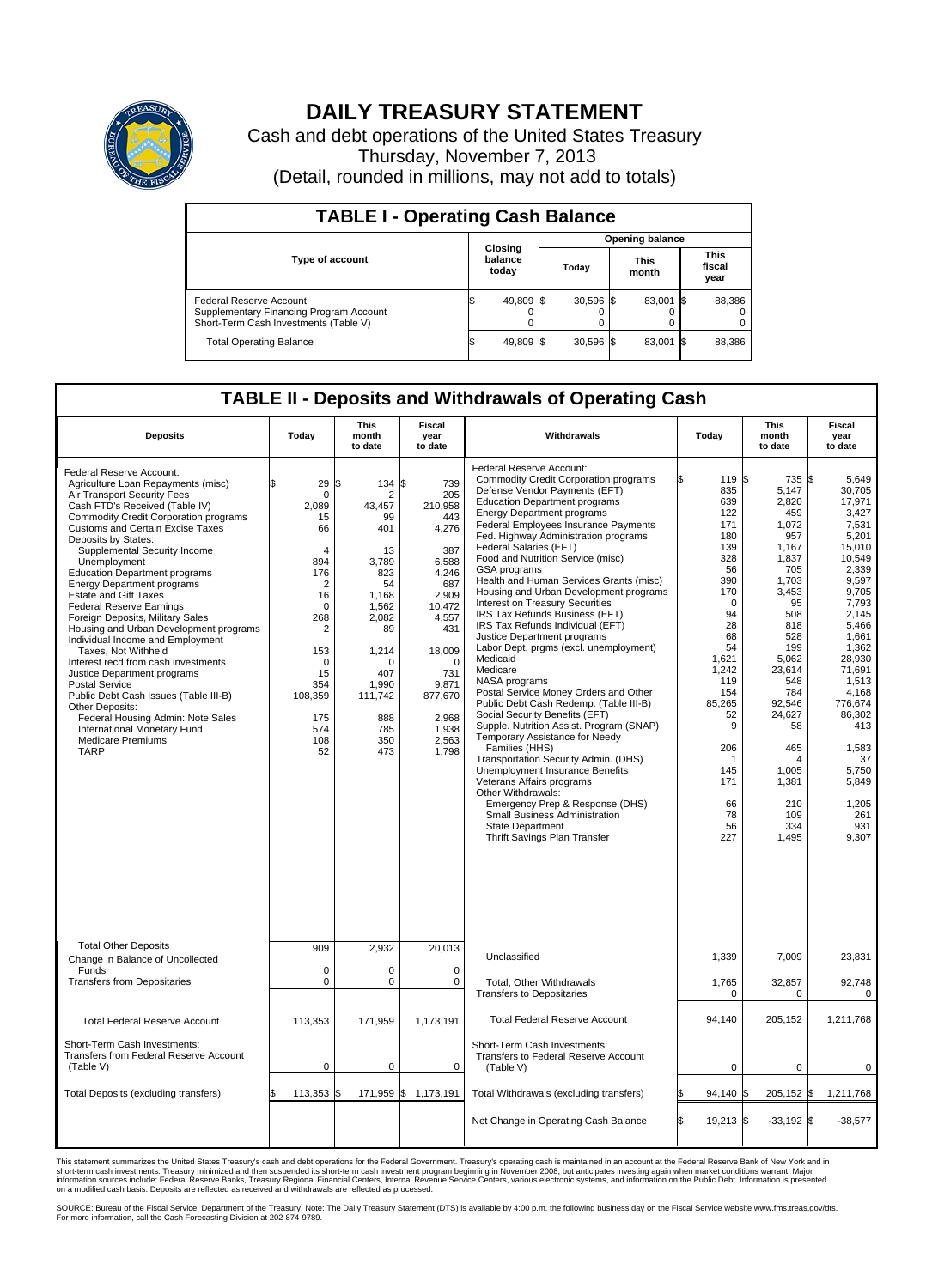# DAILY TREASURY STATEMENT

Cash and debt operations of the United States Treasury
Thursday, November 7, 2013
(Detail, rounded in millions, may not add to totals)

## TABLE I - Operating Cash Balance

| Type of account | Closing balance today | Opening balance Today | Opening balance This month | Opening balance This fiscal year |
|---|---|---|---|---|
| Federal Reserve Account | $ 49,809 | $ 30,596 | $ 83,001 | $ 88,386 |
| Supplementary Financing Program Account | 0 | 0 | 0 | 0 |
| Short-Term Cash Investments (Table V) | 0 | 0 | 0 | 0 |
| Total Operating Balance | $ 49,809 | $ 30,596 | $ 83,001 | $ 88,386 |

## TABLE II - Deposits and Withdrawals of Operating Cash

| Deposits | Today | This month to date | Fiscal year to date | Withdrawals | Today | This month to date | Fiscal year to date |
|---|---|---|---|---|---|---|---|
| Federal Reserve Account: | | | | Federal Reserve Account: | | | |
| Agriculture Loan Repayments (misc) | $ 29 | $ 134 | $ 739 | Commodity Credit Corporation programs | $ 119 | $ 735 | $ 5,649 |
| Air Transport Security Fees | 0 | 2 | 205 | Defense Vendor Payments (EFT) | 835 | 5,147 | 30,705 |
| Cash FTD's Received (Table IV) | 2,089 | 43,457 | 210,958 | Education Department programs | 639 | 2,820 | 17,971 |
| Commodity Credit Corporation programs | 15 | 99 | 443 | Energy Department programs | 122 | 459 | 3,427 |
| Customs and Certain Excise Taxes | 66 | 401 | 4,276 | Federal Employees Insurance Payments | 171 | 1,072 | 7,531 |
| Deposits by States: | | | | Fed. Highway Administration programs | 180 | 957 | 5,201 |
| Supplemental Security Income | 4 | 13 | 387 | Federal Salaries (EFT) | 139 | 1,167 | 15,010 |
| Unemployment | 894 | 3,789 | 6,588 | Food and Nutrition Service (misc) | 328 | 1,837 | 10,549 |
| Education Department programs | 176 | 823 | 4,246 | GSA programs | 56 | 705 | 2,339 |
| Energy Department programs | 2 | 54 | 687 | Health and Human Services Grants (misc) | 390 | 1,703 | 9,597 |
| Estate and Gift Taxes | 16 | 1,168 | 2,909 | Housing and Urban Development programs | 170 | 3,453 | 9,705 |
| Federal Reserve Earnings | 0 | 1,562 | 10,472 | Interest on Treasury Securities | 0 | 95 | 7,793 |
| Foreign Deposits, Military Sales | 268 | 2,082 | 4,557 | IRS Tax Refunds Business (EFT) | 94 | 508 | 2,145 |
| Housing and Urban Development programs | 2 | 89 | 431 | IRS Tax Refunds Individual (EFT) | 28 | 818 | 5,466 |
| Individual Income and Employment Taxes, Not Withheld | 153 | 1,214 | 18,009 | Justice Department programs | 68 | 528 | 1,661 |
| Interest recd from cash investments | 0 | 0 | 0 | Labor Dept. prgms (excl. unemployment) | 54 | 199 | 1,362 |
| Justice Department programs | 15 | 407 | 731 | Medicaid | 1,621 | 5,062 | 28,930 |
| Postal Service | 354 | 1,990 | 9,871 | Medicare | 1,242 | 23,614 | 71,691 |
| Public Debt Cash Issues (Table III-B) | 108,359 | 111,742 | 877,670 | NASA programs | 119 | 548 | 1,513 |
| Other Deposits: | | | | Postal Service Money Orders and Other | 154 | 784 | 4,168 |
| Federal Housing Admin: Note Sales | 175 | 888 | 2,968 | Public Debt Cash Redemp. (Table III-B) | 85,265 | 92,546 | 776,674 |
| International Monetary Fund | 574 | 785 | 1,938 | Social Security Benefits (EFT) | 52 | 24,627 | 86,302 |
| Medicare Premiums | 108 | 350 | 2,563 | Supple. Nutrition Assist. Program (SNAP) | 9 | 58 | 413 |
| TARP | 52 | 473 | 1,798 | Temporary Assistance for Needy Families (HHS) | 206 | 465 | 1,583 |
| | | | | Transportation Security Admin. (DHS) | 1 | 4 | 37 |
| | | | | Unemployment Insurance Benefits | 145 | 1,005 | 5,750 |
| | | | | Veterans Affairs programs | 171 | 1,381 | 5,849 |
| | | | | Other Withdrawals: | | | |
| | | | | Emergency Prep & Response (DHS) | 66 | 210 | 1,205 |
| | | | | Small Business Administration | 78 | 109 | 261 |
| | | | | State Department | 56 | 334 | 931 |
| | | | | Thrift Savings Plan Transfer | 227 | 1,495 | 9,307 |
| Total Other Deposits | 909 | 2,932 | 20,013 | | | | |
| Change in Balance of Uncollected Funds | 0 | 0 | 0 | Unclassified | 1,339 | 7,009 | 23,831 |
| Transfers from Depositaries | 0 | 0 | 0 | Total, Other Withdrawals | 1,765 | 32,857 | 92,748 |
| | | | | Transfers to Depositaries | 0 | 0 | 0 |
| Total Federal Reserve Account | 113,353 | 171,959 | 1,173,191 | Total Federal Reserve Account | 94,140 | 205,152 | 1,211,768 |
| Short-Term Cash Investments: Transfers from Federal Reserve Account (Table V) | 0 | 0 | 0 | Short-Term Cash Investments: Transfers to Federal Reserve Account (Table V) | 0 | 0 | 0 |
| Total Deposits (excluding transfers) | $ 113,353 | $ 171,959 | $ 1,173,191 | Total Withdrawals (excluding transfers) | $ 94,140 | $ 205,152 | $ 1,211,768 |
| | | | | Net Change in Operating Cash Balance | $ 19,213 | $ -33,192 | $ -38,577 |

This statement summarizes the United States Treasury's cash and debt operations for the Federal Government. Treasury's operating cash is maintained in an account at the Federal Reserve Bank of New York and in short-term cash investments. Treasury minimized and then suspended its short-term cash investment program beginning in November 2008, but anticipates investing again when market conditions warrant. Major information sources include: Federal Reserve Banks, Treasury Regional Financial Centers, Internal Revenue Service Centers, various electronic systems, and information on the Public Debt. Information is presented on a modified cash basis. Deposits are reflected as received and withdrawals are reflected as processed.

SOURCE: Bureau of the Fiscal Service, Department of the Treasury. Note: The Daily Treasury Statement (DTS) is available by 4:00 p.m. the following business day on the Fiscal Service website www.fms.treas.gov/dts. For more information, call the Cash Forecasting Division at 202-874-9789.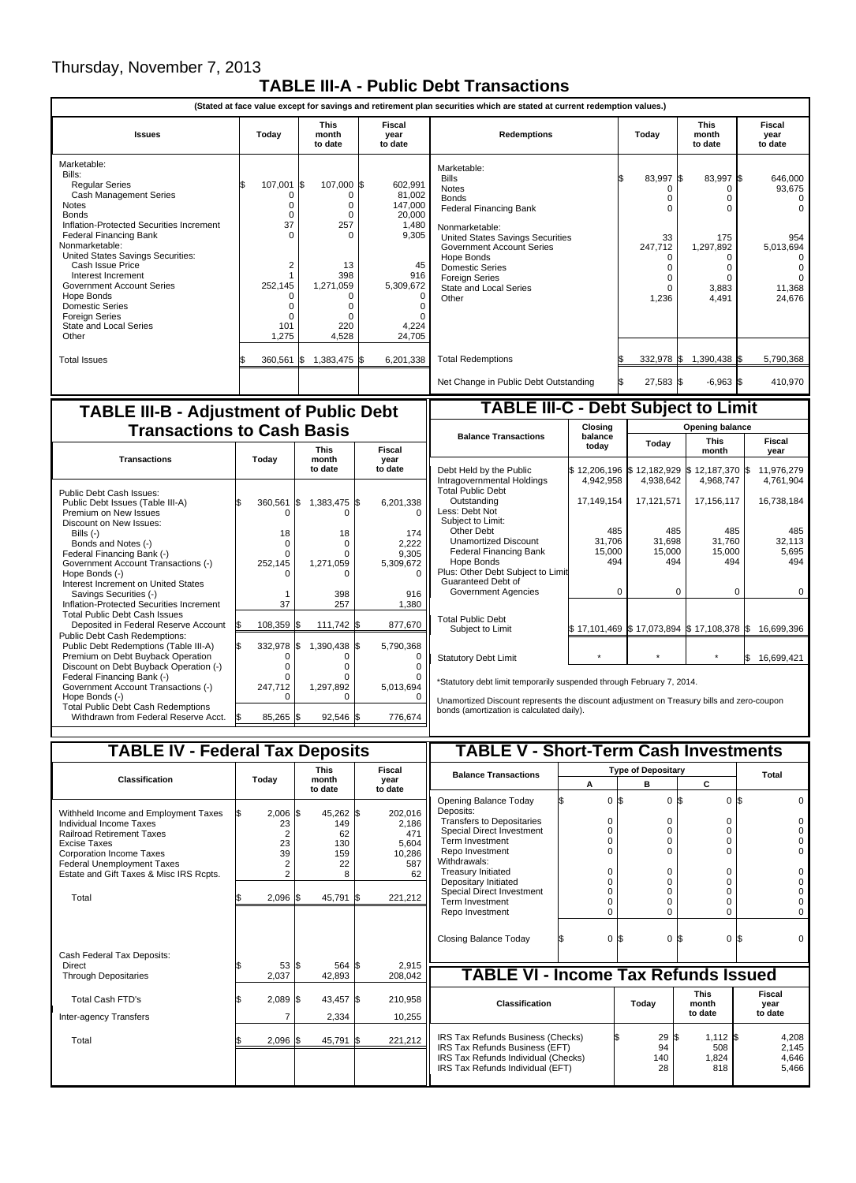Thursday, November 7, 2013

# TABLE III-A - Public Debt Transactions

(Stated at face value except for savings and retirement plan securities which are stated at current redemption values.)

| Issues | Today | This month to date | Fiscal year to date |
|---|---|---|---|
| Marketable: | | | |
| Bills: | | | |
| Regular Series | $ 107,001 | $ 107,000 | $ 602,991 |
| Cash Management Series | 0 | 0 | 81,002 |
| Notes | 0 | 0 | 147,000 |
| Bonds | 0 | 0 | 20,000 |
| Inflation-Protected Securities Increment | 37 | 257 | 1,480 |
| Federal Financing Bank | 0 | 0 | 9,305 |
| Nonmarketable: | | | |
| United States Savings Securities: | | | |
| Cash Issue Price | 2 | 13 | 45 |
| Interest Increment | 1 | 398 | 916 |
| Government Account Series | 252,145 | 1,271,059 | 5,309,672 |
| Hope Bonds | 0 | 0 | 0 |
| Domestic Series | 0 | 0 | 0 |
| Foreign Series | 0 | 0 | 0 |
| State and Local Series | 101 | 220 | 4,224 |
| Other | 1,275 | 4,528 | 24,705 |
| Total Issues | $ 360,561 | $ 1,383,475 | $ 6,201,338 |

| Redemptions | Today | This month to date | Fiscal year to date |
|---|---|---|---|
| Marketable: | | | |
| Bills | $ 83,997 | $ 83,997 | $ 646,000 |
| Notes | 0 | 0 | 93,675 |
| Bonds | 0 | 0 | 0 |
| Federal Financing Bank | 0 | 0 | 0 |
| Nonmarketable: | | | |
| United States Savings Securities | 33 | 175 | 954 |
| Government Account Series | 247,712 | 1,297,892 | 5,013,694 |
| Hope Bonds | 0 | 0 | 0 |
| Domestic Series | 0 | 0 | 0 |
| Foreign Series | 0 | 0 | 0 |
| State and Local Series | 0 | 3,883 | 11,368 |
| Other | 1,236 | 4,491 | 24,676 |
| Total Redemptions | $ 332,978 | $ 1,390,438 | $ 5,790,368 |
| Net Change in Public Debt Outstanding | $ 27,583 | $ -6,963 | $ 410,970 |

# TABLE III-B - Adjustment of Public Debt Transactions to Cash Basis

| Transactions | Today | This month to date | Fiscal year to date |
|---|---|---|---|
| Public Debt Cash Issues: | | | |
| Public Debt Issues (Table III-A) | $ 360,561 | $ 1,383,475 | $ 6,201,338 |
| Premium on New Issues | 0 | 0 | 0 |
| Discount on New Issues: | | | |
| Bills (-) | 18 | 18 | 174 |
| Bonds and Notes (-) | 0 | 0 | 2,222 |
| Federal Financing Bank (-) | 0 | 0 | 9,305 |
| Government Account Transactions (-) | 252,145 | 1,271,059 | 5,309,672 |
| Hope Bonds (-) | 0 | 0 | 0 |
| Interest Increment on United States Savings Securities (-) | 1 | 398 | 916 |
| Inflation-Protected Securities Increment | 37 | 257 | 1,380 |
| Total Public Debt Cash Issues Deposited in Federal Reserve Account | $ 108,359 | $ 111,742 | $ 877,670 |
| Public Debt Cash Redemptions: | | | |
| Public Debt Redemptions (Table III-A) | $ 332,978 | $ 1,390,438 | $ 5,790,368 |
| Premium on Debt Buyback Operation | 0 | 0 | 0 |
| Discount on Debt Buyback Operation (-) | 0 | 0 | 0 |
| Federal Financing Bank (-) | 0 | 0 | 0 |
| Government Account Transactions (-) | 247,712 | 1,297,892 | 5,013,694 |
| Hope Bonds (-) | 0 | 0 | 0 |
| Total Public Debt Cash Redemptions Withdrawn from Federal Reserve Acct. | $ 85,265 | $ 92,546 | $ 776,674 |

# TABLE III-C - Debt Subject to Limit

| Balance Transactions | Closing balance today | Opening balance Today | Opening balance This month | Opening balance Fiscal year |
|---|---|---|---|---|
| Debt Held by the Public | $ 12,206,196 | $ 12,182,929 | $ 12,187,370 | $ 11,976,279 |
| Intragovernmental Holdings | 4,942,958 | 4,938,642 | 4,968,747 | 4,761,904 |
| Total Public Debt Outstanding | 17,149,154 | 17,121,571 | 17,156,117 | 16,738,184 |
| Less: Debt Not Subject to Limit: | | | | |
| Other Debt | 485 | 485 | 485 | 485 |
| Unamortized Discount | 31,706 | 31,698 | 31,760 | 32,113 |
| Federal Financing Bank | 15,000 | 15,000 | 15,000 | 5,695 |
| Hope Bonds | 494 | 494 | 494 | 494 |
| Plus: Other Debt Subject to Limit | | | | |
| Guaranteed Debt of Government Agencies | 0 | 0 | 0 | 0 |
| Total Public Debt Subject to Limit | $ 17,101,469 | $ 17,073,894 | $ 17,108,378 | $ 16,699,396 |
| Statutory Debt Limit | * | * | * | $ 16,699,421 |

*Statutory debt limit temporarily suspended through February 7, 2014.

Unamortized Discount represents the discount adjustment on Treasury bills and zero-coupon bonds (amortization is calculated daily).

# TABLE IV - Federal Tax Deposits

| Classification | Today | This month to date | Fiscal year to date |
|---|---|---|---|
| Withheld Income and Employment Taxes | $ 2,006 | $ 45,262 | $ 202,016 |
| Individual Income Taxes | 23 | 149 | 2,186 |
| Railroad Retirement Taxes | 2 | 62 | 471 |
| Excise Taxes | 23 | 130 | 5,604 |
| Corporation Income Taxes | 39 | 159 | 10,286 |
| Federal Unemployment Taxes | 2 | 22 | 587 |
| Estate and Gift Taxes & Misc IRS Rcpts. | 2 | 8 | 62 |
| Total | $ 2,096 | $ 45,791 | $ 221,212 |
| Cash Federal Tax Deposits: | | | |
| Direct | $ 53 | $ 564 | $ 2,915 |
| Through Depositaries | 2,037 | 42,893 | 208,042 |
| Total Cash FTD's | $ 2,089 | $ 43,457 | $ 210,958 |
| Inter-agency Transfers | 7 | 2,334 | 10,255 |
| Total | $ 2,096 | $ 45,791 | $ 221,212 |

# TABLE V - Short-Term Cash Investments

| Balance Transactions | Type of Depositary A | Type of Depositary B | Type of Depositary C | Total |
|---|---|---|---|---|
| Opening Balance Today | $ 0 | $ 0 | $ 0 | $ 0 |
| Deposits: | | | | |
| Transfers to Depositaries | 0 | 0 | 0 | 0 |
| Special Direct Investment | 0 | 0 | 0 | 0 |
| Term Investment | 0 | 0 | 0 | 0 |
| Repo Investment | 0 | 0 | 0 | 0 |
| Withdrawals: | | | | |
| Treasury Initiated | 0 | 0 | 0 | 0 |
| Depositary Initiated | 0 | 0 | 0 | 0 |
| Special Direct Investment | 0 | 0 | 0 | 0 |
| Term Investment | 0 | 0 | 0 | 0 |
| Repo Investment | 0 | 0 | 0 | 0 |
| Closing Balance Today | $ 0 | $ 0 | $ 0 | $ 0 |

# TABLE VI - Income Tax Refunds Issued

| Classification | Today | This month to date | Fiscal year to date |
|---|---|---|---|
| IRS Tax Refunds Business (Checks) | $ 29 | $ 1,112 | $ 4,208 |
| IRS Tax Refunds Business (EFT) | 94 | 508 | 2,145 |
| IRS Tax Refunds Individual (Checks) | 140 | 1,824 | 4,646 |
| IRS Tax Refunds Individual (EFT) | 28 | 818 | 5,466 |